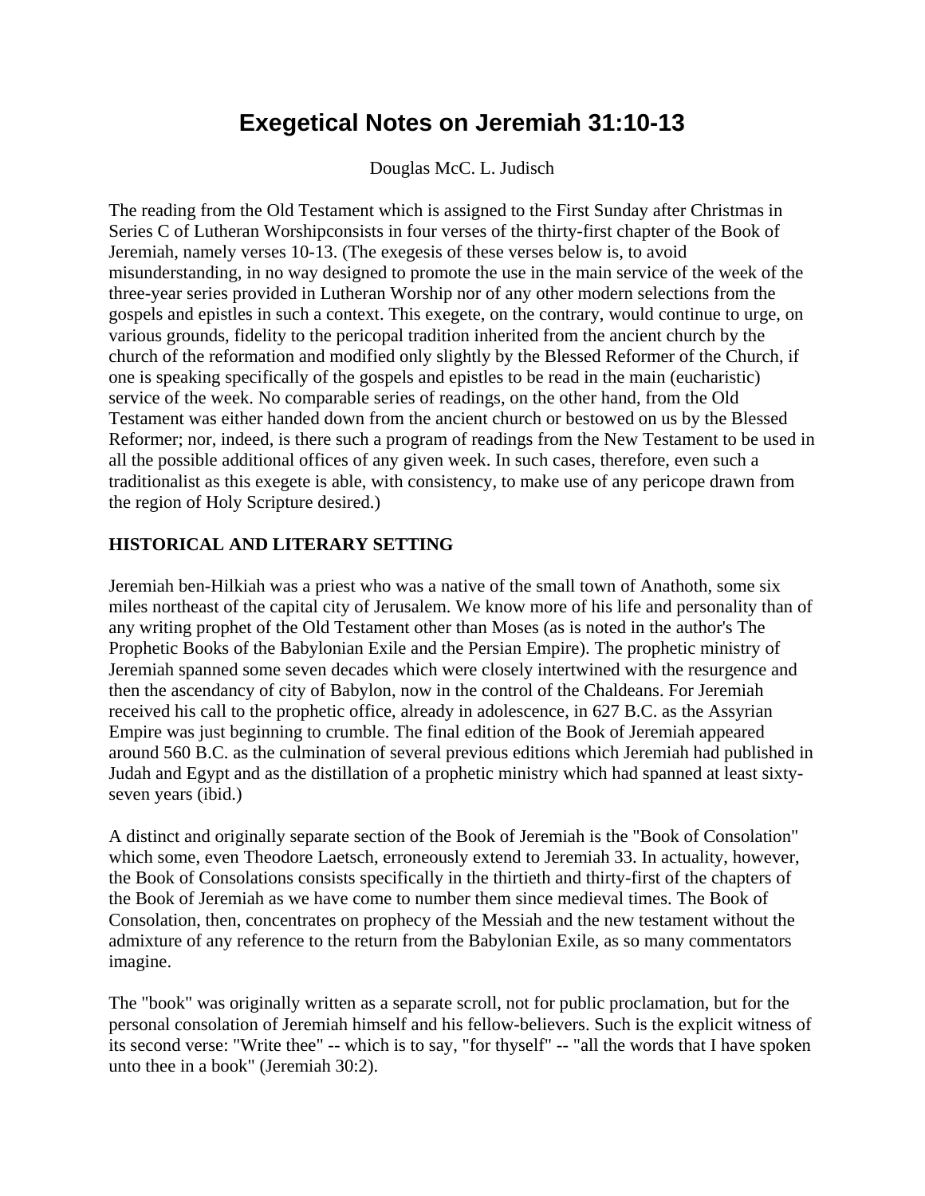# Exegetical Notes on Jeremiah 31:10-13

Douglas McC. L. Judisch

The reading from the Old Testament which is assigned to the First Sunday after Christmas in Series C of Lutheran Worshipconsists in four verses of the thirty-first chapter of the Book of Jeremiah, namely verses 10-13. (The exegesis of these verses below is, to avoid misunderstanding, in no way designed to promote the use in the main service of the week of the three-year series provided in Lutheran Worship nor of any other modern selections from the gospels and epistles in such a context. This exegete, on the contrary, would continue to urge, on various grounds, fidelity to the pericopal tradition inherited from the ancient church by the church of the reformation and modified only slightly by the Blessed Reformer of the Church, if one is speaking specifically of the gospels and epistles to be read in the main (eucharistic) service of the week. No comparable series of readings, on the other hand, from the Old Testament was either handed down from the ancient church or bestowed on us by the Blessed Reformer; nor, indeed, is there such a program of readings from the New Testament to be used in all the possible additional offices of any given week. In such cases, therefore, even such a traditionalist as this exegete is able, with consistency, to make use of any pericope drawn from the region of Holy Scripture desired.)

## HISTORICAL AND LITERARY SETTING

Jeremiah ben-Hilkiah was a priest who was a native of the small town of Anathoth, some six miles northeast of the capital city of Jerusalem. We know more of his life and personality than of any writing prophet of the Old Testament other than Moses (as is noted in the author's The Prophetic Books of the Babylonian Exile and the Persian Empire). The prophetic ministry of Jeremiah spanned some seven decades which were closely intertwined with the resurgence and then the ascendancy of city of Babylon, now in the control of the Chaldeans. For Jeremiah received his call to the prophetic office, already in adolescence, in 627 B.C. as the Assyrian Empire was just beginning to crumble. The final edition of the Book of Jeremiah appeared around 560 B.C. as the culmination of several previous editions which Jeremiah had published in Judah and Egypt and as the distillation of a prophetic ministry which had spanned at least sixty-seven years (ibid.)

A distinct and originally separate section of the Book of Jeremiah is the "Book of Consolation" which some, even Theodore Laetsch, erroneously extend to Jeremiah 33. In actuality, however, the Book of Consolations consists specifically in the thirtieth and thirty-first of the chapters of the Book of Jeremiah as we have come to number them since medieval times. The Book of Consolation, then, concentrates on prophecy of the Messiah and the new testament without the admixture of any reference to the return from the Babylonian Exile, as so many commentators imagine.

The "book" was originally written as a separate scroll, not for public proclamation, but for the personal consolation of Jeremiah himself and his fellow-believers. Such is the explicit witness of its second verse: "Write thee" -- which is to say, "for thyself" -- "all the words that I have spoken unto thee in a book" (Jeremiah 30:2).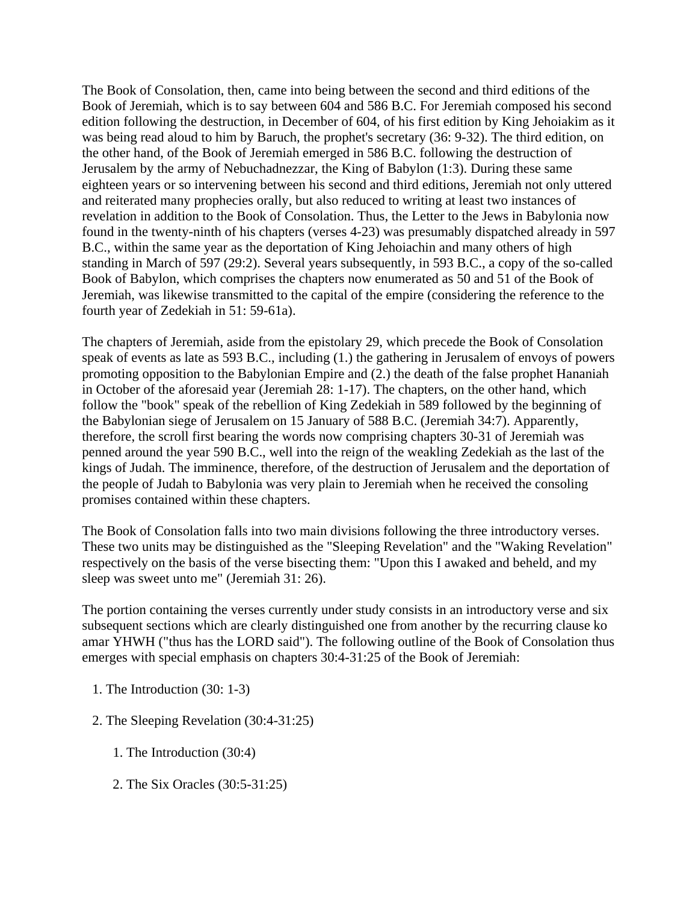The Book of Consolation, then, came into being between the second and third editions of the Book of Jeremiah, which is to say between 604 and 586 B.C. For Jeremiah composed his second edition following the destruction, in December of 604, of his first edition by King Jehoiakim as it was being read aloud to him by Baruch, the prophet's secretary (36: 9-32). The third edition, on the other hand, of the Book of Jeremiah emerged in 586 B.C. following the destruction of Jerusalem by the army of Nebuchadnezzar, the King of Babylon (1:3). During these same eighteen years or so intervening between his second and third editions, Jeremiah not only uttered and reiterated many prophecies orally, but also reduced to writing at least two instances of revelation in addition to the Book of Consolation. Thus, the Letter to the Jews in Babylonia now found in the twenty-ninth of his chapters (verses 4-23) was presumably dispatched already in 597 B.C., within the same year as the deportation of King Jehoiachin and many others of high standing in March of 597 (29:2). Several years subsequently, in 593 B.C., a copy of the so-called Book of Babylon, which comprises the chapters now enumerated as 50 and 51 of the Book of Jeremiah, was likewise transmitted to the capital of the empire (considering the reference to the fourth year of Zedekiah in 51: 59-61a).

The chapters of Jeremiah, aside from the epistolary 29, which precede the Book of Consolation speak of events as late as 593 B.C., including (1.) the gathering in Jerusalem of envoys of powers promoting opposition to the Babylonian Empire and (2.) the death of the false prophet Hananiah in October of the aforesaid year (Jeremiah 28: 1-17). The chapters, on the other hand, which follow the "book" speak of the rebellion of King Zedekiah in 589 followed by the beginning of the Babylonian siege of Jerusalem on 15 January of 588 B.C. (Jeremiah 34:7). Apparently, therefore, the scroll first bearing the words now comprising chapters 30-31 of Jeremiah was penned around the year 590 B.C., well into the reign of the weakling Zedekiah as the last of the kings of Judah. The imminence, therefore, of the destruction of Jerusalem and the deportation of the people of Judah to Babylonia was very plain to Jeremiah when he received the consoling promises contained within these chapters.

The Book of Consolation falls into two main divisions following the three introductory verses. These two units may be distinguished as the "Sleeping Revelation" and the "Waking Revelation" respectively on the basis of the verse bisecting them: "Upon this I awaked and beheld, and my sleep was sweet unto me" (Jeremiah 31: 26).

The portion containing the verses currently under study consists in an introductory verse and six subsequent sections which are clearly distinguished one from another by the recurring clause ko amar YHWH ("thus has the LORD said"). The following outline of the Book of Consolation thus emerges with special emphasis on chapters 30:4-31:25 of the Book of Jeremiah:

1. The Introduction (30: 1-3)
2. The Sleeping Revelation (30:4-31:25)
    1. The Introduction (30:4)
    2. The Six Oracles (30:5-31:25)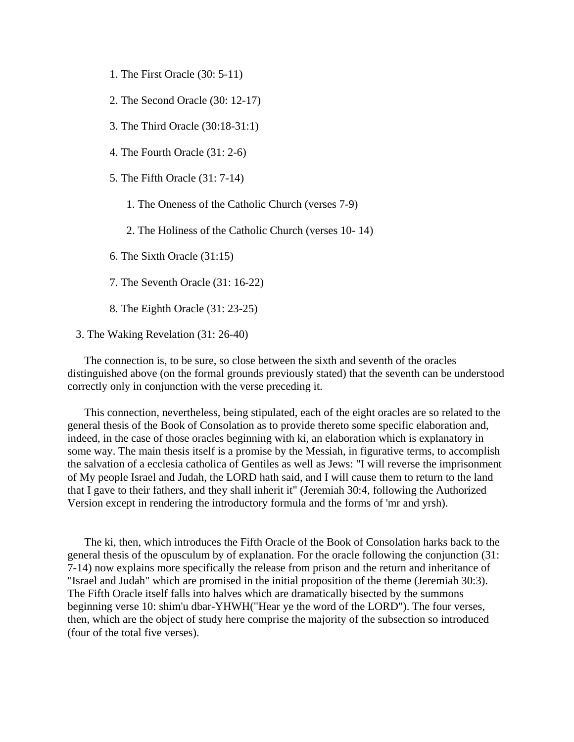1. The First Oracle (30: 5-11)
2. The Second Oracle (30: 12-17)
3. The Third Oracle (30:18-31:1)
4. The Fourth Oracle (31: 2-6)
5. The Fifth Oracle (31: 7-14)
    1. The Oneness of the Catholic Church (verses 7-9)
    2. The Holiness of the Catholic Church (verses 10- 14)
6. The Sixth Oracle (31:15)
7. The Seventh Oracle (31: 16-22)
8. The Eighth Oracle (31: 23-25)

3. The Waking Revelation (31: 26-40)

The connection is, to be sure, so close between the sixth and seventh of the oracles distinguished above (on the formal grounds previously stated) that the seventh can be understood correctly only in conjunction with the verse preceding it.

This connection, nevertheless, being stipulated, each of the eight oracles are so related to the general thesis of the Book of Consolation as to provide thereto some specific elaboration and, indeed, in the case of those oracles beginning with ki, an elaboration which is explanatory in some way. The main thesis itself is a promise by the Messiah, in figurative terms, to accomplish the salvation of a ecclesia catholica of Gentiles as well as Jews: "I will reverse the imprisonment of My people Israel and Judah, the LORD hath said, and I will cause them to return to the land that I gave to their fathers, and they shall inherit it" (Jeremiah 30:4, following the Authorized Version except in rendering the introductory formula and the forms of 'mr and yrsh).

The ki, then, which introduces the Fifth Oracle of the Book of Consolation harks back to the general thesis of the opusculum by of explanation. For the oracle following the conjunction (31: 7-14) now explains more specifically the release from prison and the return and inheritance of "Israel and Judah" which are promised in the initial proposition of the theme (Jeremiah 30:3). The Fifth Oracle itself falls into halves which are dramatically bisected by the summons beginning verse 10: shim'u dbar-YHWH("Hear ye the word of the LORD"). The four verses, then, which are the object of study here comprise the majority of the subsection so introduced (four of the total five verses).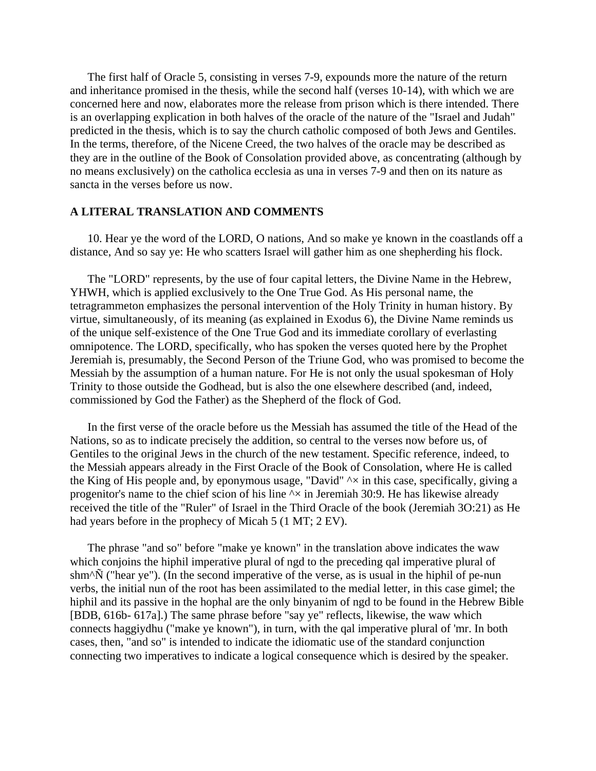The first half of Oracle 5, consisting in verses 7-9, expounds more the nature of the return and inheritance promised in the thesis, while the second half (verses 10-14), with which we are concerned here and now, elaborates more the release from prison which is there intended. There is an overlapping explication in both halves of the oracle of the nature of the "Israel and Judah" predicted in the thesis, which is to say the church catholic composed of both Jews and Gentiles. In the terms, therefore, of the Nicene Creed, the two halves of the oracle may be described as they are in the outline of the Book of Consolation provided above, as concentrating (although by no means exclusively) on the catholica ecclesia as una in verses 7-9 and then on its nature as sancta in the verses before us now.

## A LITERAL TRANSLATION AND COMMENTS

10. Hear ye the word of the LORD, O nations, And so make ye known in the coastlands off a distance, And so say ye: He who scatters Israel will gather him as one shepherding his flock.

The "LORD" represents, by the use of four capital letters, the Divine Name in the Hebrew, YHWH, which is applied exclusively to the One True God. As His personal name, the tetragrammeton emphasizes the personal intervention of the Holy Trinity in human history. By virtue, simultaneously, of its meaning (as explained in Exodus 6), the Divine Name reminds us of the unique self-existence of the One True God and its immediate corollary of everlasting omnipotence. The LORD, specifically, who has spoken the verses quoted here by the Prophet Jeremiah is, presumably, the Second Person of the Triune God, who was promised to become the Messiah by the assumption of a human nature. For He is not only the usual spokesman of Holy Trinity to those outside the Godhead, but is also the one elsewhere described (and, indeed, commissioned by God the Father) as the Shepherd of the flock of God.

In the first verse of the oracle before us the Messiah has assumed the title of the Head of the Nations, so as to indicate precisely the addition, so central to the verses now before us, of Gentiles to the original Jews in the church of the new testament. Specific reference, indeed, to the Messiah appears already in the First Oracle of the Book of Consolation, where He is called the King of His people and, by eponymous usage, "David" ^× in this case, specifically, giving a progenitor's name to the chief scion of his line ^× in Jeremiah 30:9. He has likewise already received the title of the "Ruler" of Israel in the Third Oracle of the book (Jeremiah 3O:21) as He had years before in the prophecy of Micah 5 (1 MT; 2 EV).

The phrase "and so" before "make ye known" in the translation above indicates the waw which conjoins the hiphil imperative plural of ngd to the preceding qal imperative plural of shm^Ñ ("hear ye"). (In the second imperative of the verse, as is usual in the hiphil of pe-nun verbs, the initial nun of the root has been assimilated to the medial letter, in this case gimel; the hiphil and its passive in the hophal are the only binyanim of ngd to be found in the Hebrew Bible [BDB, 616b- 617a].) The same phrase before "say ye" reflects, likewise, the waw which connects haggiydhu ("make ye known"), in turn, with the qal imperative plural of 'mr. In both cases, then, "and so" is intended to indicate the idiomatic use of the standard conjunction connecting two imperatives to indicate a logical consequence which is desired by the speaker.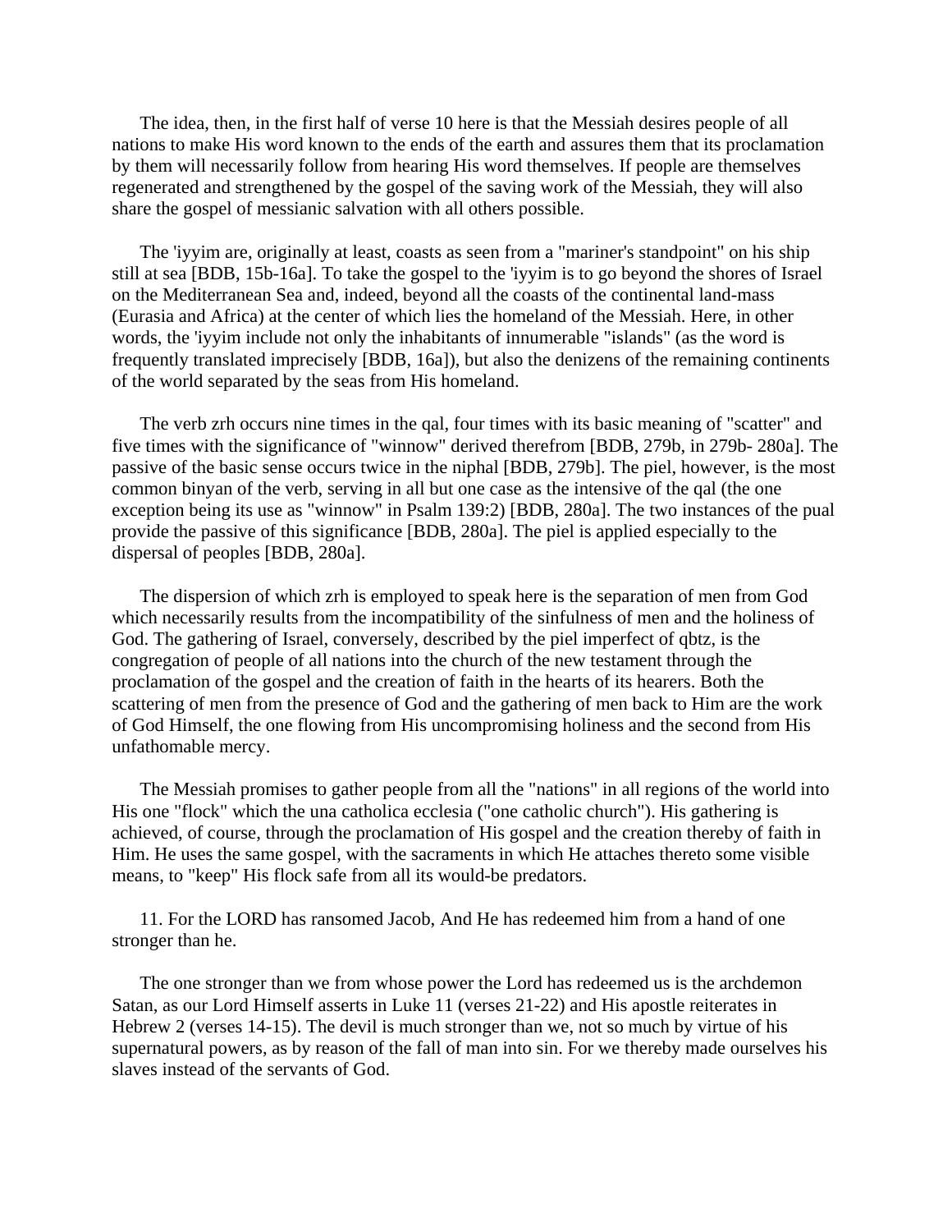The idea, then, in the first half of verse 10 here is that the Messiah desires people of all nations to make His word known to the ends of the earth and assures them that its proclamation by them will necessarily follow from hearing His word themselves. If people are themselves regenerated and strengthened by the gospel of the saving work of the Messiah, they will also share the gospel of messianic salvation with all others possible.

The 'iyyim are, originally at least, coasts as seen from a "mariner's standpoint" on his ship still at sea [BDB, 15b-16a]. To take the gospel to the 'iyyim is to go beyond the shores of Israel on the Mediterranean Sea and, indeed, beyond all the coasts of the continental land-mass (Eurasia and Africa) at the center of which lies the homeland of the Messiah. Here, in other words, the 'iyyim include not only the inhabitants of innumerable "islands" (as the word is frequently translated imprecisely [BDB, 16a]), but also the denizens of the remaining continents of the world separated by the seas from His homeland.

The verb zrh occurs nine times in the qal, four times with its basic meaning of "scatter" and five times with the significance of "winnow" derived therefrom [BDB, 279b, in 279b- 280a]. The passive of the basic sense occurs twice in the niphal [BDB, 279b]. The piel, however, is the most common binyan of the verb, serving in all but one case as the intensive of the qal (the one exception being its use as "winnow" in Psalm 139:2) [BDB, 280a]. The two instances of the pual provide the passive of this significance [BDB, 280a]. The piel is applied especially to the dispersal of peoples [BDB, 280a].

The dispersion of which zrh is employed to speak here is the separation of men from God which necessarily results from the incompatibility of the sinfulness of men and the holiness of God. The gathering of Israel, conversely, described by the piel imperfect of qbtz, is the congregation of people of all nations into the church of the new testament through the proclamation of the gospel and the creation of faith in the hearts of its hearers. Both the scattering of men from the presence of God and the gathering of men back to Him are the work of God Himself, the one flowing from His uncompromising holiness and the second from His unfathomable mercy.

The Messiah promises to gather people from all the "nations" in all regions of the world into His one "flock" which the una catholica ecclesia ("one catholic church"). His gathering is achieved, of course, through the proclamation of His gospel and the creation thereby of faith in Him. He uses the same gospel, with the sacraments in which He attaches thereto some visible means, to "keep" His flock safe from all its would-be predators.

11. For the LORD has ransomed Jacob, And He has redeemed him from a hand of one stronger than he.

The one stronger than we from whose power the Lord has redeemed us is the archdemon Satan, as our Lord Himself asserts in Luke 11 (verses 21-22) and His apostle reiterates in Hebrew 2 (verses 14-15). The devil is much stronger than we, not so much by virtue of his supernatural powers, as by reason of the fall of man into sin. For we thereby made ourselves his slaves instead of the servants of God.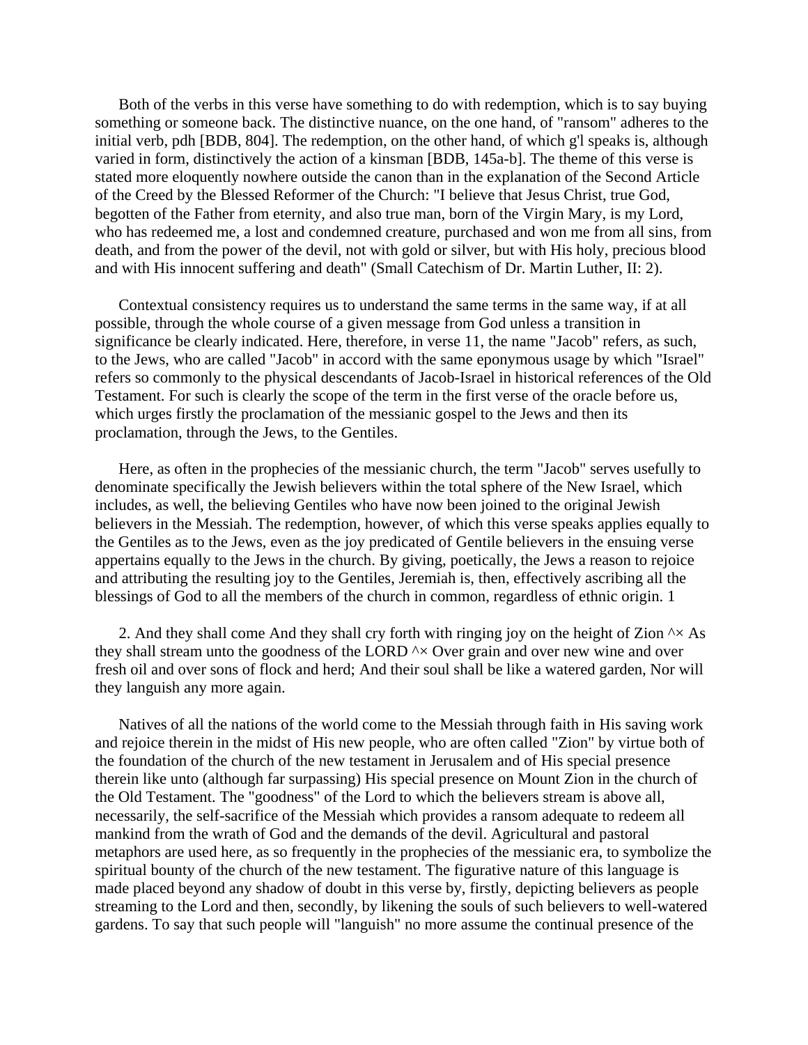Both of the verbs in this verse have something to do with redemption, which is to say buying something or someone back. The distinctive nuance, on the one hand, of "ransom" adheres to the initial verb, pdh [BDB, 804]. The redemption, on the other hand, of which g'l speaks is, although varied in form, distinctively the action of a kinsman [BDB, 145a-b]. The theme of this verse is stated more eloquently nowhere outside the canon than in the explanation of the Second Article of the Creed by the Blessed Reformer of the Church: "I believe that Jesus Christ, true God, begotten of the Father from eternity, and also true man, born of the Virgin Mary, is my Lord, who has redeemed me, a lost and condemned creature, purchased and won me from all sins, from death, and from the power of the devil, not with gold or silver, but with His holy, precious blood and with His innocent suffering and death" (Small Catechism of Dr. Martin Luther, II: 2).

Contextual consistency requires us to understand the same terms in the same way, if at all possible, through the whole course of a given message from God unless a transition in significance be clearly indicated. Here, therefore, in verse 11, the name "Jacob" refers, as such, to the Jews, who are called "Jacob" in accord with the same eponymous usage by which "Israel" refers so commonly to the physical descendants of Jacob-Israel in historical references of the Old Testament. For such is clearly the scope of the term in the first verse of the oracle before us, which urges firstly the proclamation of the messianic gospel to the Jews and then its proclamation, through the Jews, to the Gentiles.

Here, as often in the prophecies of the messianic church, the term "Jacob" serves usefully to denominate specifically the Jewish believers within the total sphere of the New Israel, which includes, as well, the believing Gentiles who have now been joined to the original Jewish believers in the Messiah. The redemption, however, of which this verse speaks applies equally to the Gentiles as to the Jews, even as the joy predicated of Gentile believers in the ensuing verse appertains equally to the Jews in the church. By giving, poetically, the Jews a reason to rejoice and attributing the resulting joy to the Gentiles, Jeremiah is, then, effectively ascribing all the blessings of God to all the members of the church in common, regardless of ethnic origin. 1

2. And they shall come And they shall cry forth with ringing joy on the height of Zion ^× As they shall stream unto the goodness of the LORD ^× Over grain and over new wine and over fresh oil and over sons of flock and herd; And their soul shall be like a watered garden, Nor will they languish any more again.

Natives of all the nations of the world come to the Messiah through faith in His saving work and rejoice therein in the midst of His new people, who are often called "Zion" by virtue both of the foundation of the church of the new testament in Jerusalem and of His special presence therein like unto (although far surpassing) His special presence on Mount Zion in the church of the Old Testament. The "goodness" of the Lord to which the believers stream is above all, necessarily, the self-sacrifice of the Messiah which provides a ransom adequate to redeem all mankind from the wrath of God and the demands of the devil. Agricultural and pastoral metaphors are used here, as so frequently in the prophecies of the messianic era, to symbolize the spiritual bounty of the church of the new testament. The figurative nature of this language is made placed beyond any shadow of doubt in this verse by, firstly, depicting believers as people streaming to the Lord and then, secondly, by likening the souls of such believers to well-watered gardens. To say that such people will "languish" no more assume the continual presence of the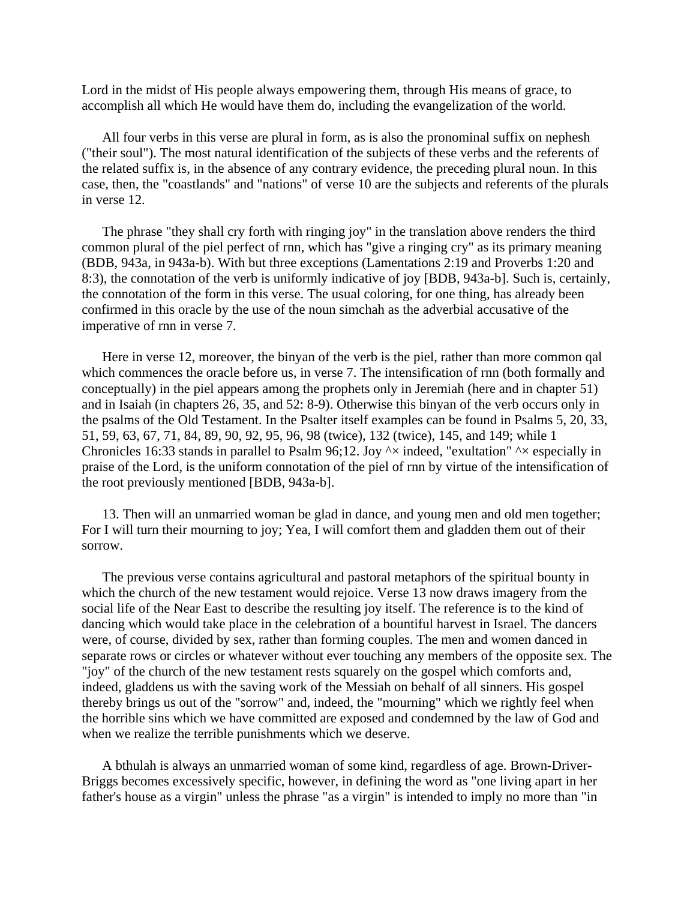Lord in the midst of His people always empowering them, through His means of grace, to accomplish all which He would have them do, including the evangelization of the world.

All four verbs in this verse are plural in form, as is also the pronominal suffix on nephesh ("their soul"). The most natural identification of the subjects of these verbs and the referents of the related suffix is, in the absence of any contrary evidence, the preceding plural noun. In this case, then, the "coastlands" and "nations" of verse 10 are the subjects and referents of the plurals in verse 12.

The phrase "they shall cry forth with ringing joy" in the translation above renders the third common plural of the piel perfect of rnn, which has "give a ringing cry" as its primary meaning (BDB, 943a, in 943a-b). With but three exceptions (Lamentations 2:19 and Proverbs 1:20 and 8:3), the connotation of the verb is uniformly indicative of joy [BDB, 943a-b]. Such is, certainly, the connotation of the form in this verse. The usual coloring, for one thing, has already been confirmed in this oracle by the use of the noun simchah as the adverbial accusative of the imperative of rnn in verse 7.

Here in verse 12, moreover, the binyan of the verb is the piel, rather than more common qal which commences the oracle before us, in verse 7. The intensification of rnn (both formally and conceptually) in the piel appears among the prophets only in Jeremiah (here and in chapter 51) and in Isaiah (in chapters 26, 35, and 52: 8-9). Otherwise this binyan of the verb occurs only in the psalms of the Old Testament. In the Psalter itself examples can be found in Psalms 5, 20, 33, 51, 59, 63, 67, 71, 84, 89, 90, 92, 95, 96, 98 (twice), 132 (twice), 145, and 149; while 1 Chronicles 16:33 stands in parallel to Psalm 96;12. Joy ^× indeed, "exultation" ^× especially in praise of the Lord, is the uniform connotation of the piel of rnn by virtue of the intensification of the root previously mentioned [BDB, 943a-b].

13. Then will an unmarried woman be glad in dance, and young men and old men together; For I will turn their mourning to joy; Yea, I will comfort them and gladden them out of their sorrow.

The previous verse contains agricultural and pastoral metaphors of the spiritual bounty in which the church of the new testament would rejoice. Verse 13 now draws imagery from the social life of the Near East to describe the resulting joy itself. The reference is to the kind of dancing which would take place in the celebration of a bountiful harvest in Israel. The dancers were, of course, divided by sex, rather than forming couples. The men and women danced in separate rows or circles or whatever without ever touching any members of the opposite sex. The "joy" of the church of the new testament rests squarely on the gospel which comforts and, indeed, gladdens us with the saving work of the Messiah on behalf of all sinners. His gospel thereby brings us out of the "sorrow" and, indeed, the "mourning" which we rightly feel when the horrible sins which we have committed are exposed and condemned by the law of God and when we realize the terrible punishments which we deserve.

A bthulah is always an unmarried woman of some kind, regardless of age. Brown-Driver-Briggs becomes excessively specific, however, in defining the word as "one living apart in her father's house as a virgin" unless the phrase "as a virgin" is intended to imply no more than "in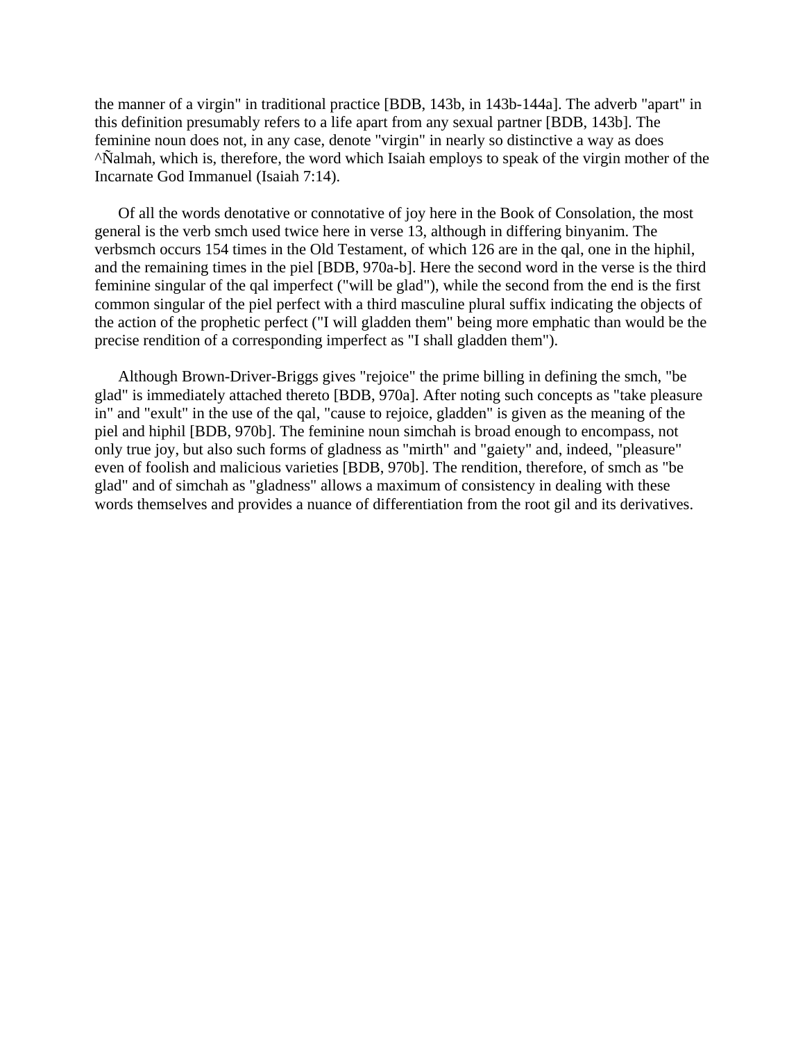the manner of a virgin" in traditional practice [BDB, 143b, in 143b-144a]. The adverb "apart" in this definition presumably refers to a life apart from any sexual partner [BDB, 143b]. The feminine noun does not, in any case, denote "virgin" in nearly so distinctive a way as does ^Ñalmah, which is, therefore, the word which Isaiah employs to speak of the virgin mother of the Incarnate God Immanuel (Isaiah 7:14).

Of all the words denotative or connotative of joy here in the Book of Consolation, the most general is the verb smch used twice here in verse 13, although in differing binyanim. The verbsmch occurs 154 times in the Old Testament, of which 126 are in the qal, one in the hiphil, and the remaining times in the piel [BDB, 970a-b]. Here the second word in the verse is the third feminine singular of the qal imperfect ("will be glad"), while the second from the end is the first common singular of the piel perfect with a third masculine plural suffix indicating the objects of the action of the prophetic perfect ("I will gladden them" being more emphatic than would be the precise rendition of a corresponding imperfect as "I shall gladden them").

Although Brown-Driver-Briggs gives "rejoice" the prime billing in defining the smch, "be glad" is immediately attached thereto [BDB, 970a]. After noting such concepts as "take pleasure in" and "exult" in the use of the qal, "cause to rejoice, gladden" is given as the meaning of the piel and hiphil [BDB, 970b]. The feminine noun simchah is broad enough to encompass, not only true joy, but also such forms of gladness as "mirth" and "gaiety" and, indeed, "pleasure" even of foolish and malicious varieties [BDB, 970b]. The rendition, therefore, of smch as "be glad" and of simchah as "gladness" allows a maximum of consistency in dealing with these words themselves and provides a nuance of differentiation from the root gil and its derivatives.